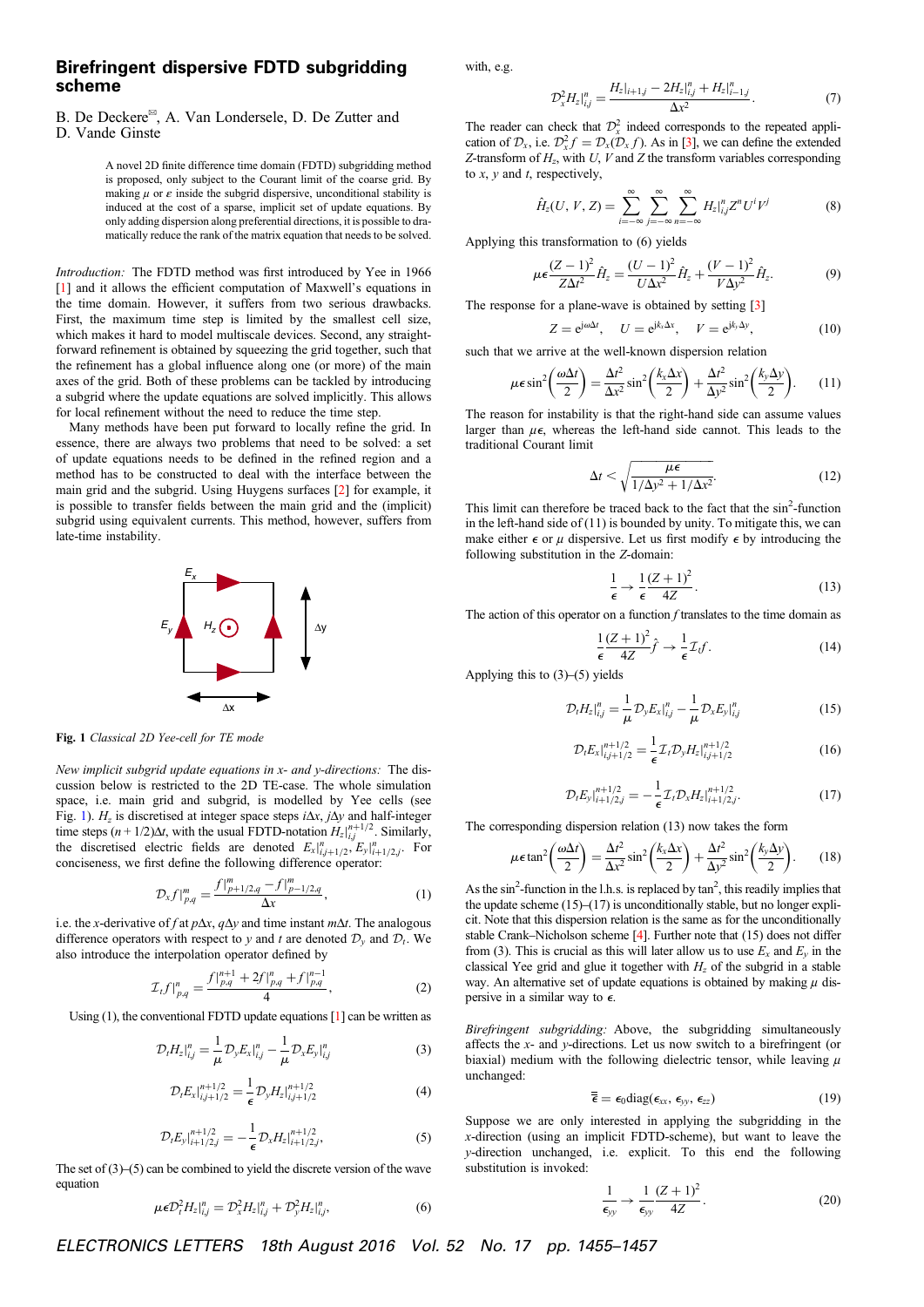# Birefringent dispersive FDTD subgridding scheme

B. De Deckere, A. Van Londersele, D. De Zutter and D. Vande Ginste

A novel 2D finite difference time domain (FDTD) subgridding method is proposed, only subject to the Courant limit of the coarse grid. By making $\mu$ or $\epsilon$ inside the subgrid dispersive, unconditional stability is induced at the cost of a sparse, implicit set of update equations. By only adding dispersion along preferential directions, it is possible to dramatically reduce the rank of the matrix equation that needs to be solved.

*Introduction:* The FDTD method was first introduced by Yee in 1966 [1] and it allows the efficient computation of Maxwell's equations in the time domain. However, it suffers from two serious drawbacks. First, the maximum time step is limited by the smallest cell size, which makes it hard to model multiscale devices. Second, any straightforward refinement is obtained by squeezing the grid together, such that the refinement has a global influence along one (or more) of the main axes of the grid. Both of these problems can be tackled by introducing a subgrid where the update equations are solved implicitly. This allows for local refinement without the need to reduce the time step.

Many methods have been put forward to locally refine the grid. In essence, there are always two problems that need to be solved: a set of update equations needs to be defined in the refined region and a method has to be constructed to deal with the interface between the main grid and the subgrid. Using Huygens surfaces [2] for example, it is possible to transfer fields between the main grid and the (implicit) subgrid using equivalent currents. This method, however, suffers from late-time instability.

**Fig. 1** *Classical 2D Yee-cell for TE mode*

*New implicit subgrid update equations in x- and y-directions:* The discussion below is restricted to the 2D TE-case. The whole simulation space, i.e. main grid and subgrid, is modelled by Yee cells (see Fig. 1). $H_z$ is discretised at integer space steps $i\Delta x$, $j\Delta y$ and half-integer time steps $(n+1/2)\Delta t$, with the usual FDTD-notation $H_z|_{i,j}^{n+1/2}$. Similarly, the discretised electric fields are denoted $E_x|_{i,j+1/2}^{n}$, $E_y|_{i+1/2,j}^{n}$. For conciseness, we first define the following difference operator:

$$\mathcal{D}_x f|_{p,q}^{m} = \frac{f|_{p+1/2,q}^{m} - f|_{p-1/2,q}^{m}}{\Delta x}, \tag{1}$$

i.e. the $x$-derivative of $f$ at $p\Delta x$, $q\Delta y$ and time instant $m\Delta t$. The analogous difference operators with respect to $y$ and $t$ are denoted $\mathcal{D}_y$ and $\mathcal{D}_t$. We also introduce the interpolation operator defined by

$$\mathcal{I}_t f|_{p,q}^{n} = \frac{f|_{p,q}^{n+1} + 2f|_{p,q}^{n} + f|_{p,q}^{n-1}}{4}, \tag{2}$$

Using (1), the conventional FDTD update equations [1] can be written as

$$\mathcal{D}_t H_z|_{i,j}^{n} = \frac{1}{\mu}\mathcal{D}_y E_x|_{i,j}^{n} - \frac{1}{\mu}\mathcal{D}_x E_y|_{i,j}^{n} \tag{3}$$

$$\mathcal{D}_t E_x|_{i,j+1/2}^{n+1/2} = \frac{1}{\epsilon}\mathcal{D}_y H_z|_{i,j+1/2}^{n+1/2} \tag{4}$$

$$\mathcal{D}_t E_y|_{i+1/2,j}^{n+1/2} = -\frac{1}{\epsilon}\mathcal{D}_x H_z|_{i+1/2,j}^{n+1/2}, \tag{5}$$

The set of (3)–(5) can be combined to yield the discrete version of the wave equation

$$\mu\epsilon\mathcal{D}_t^2 H_z|_{i,j}^{n} = \mathcal{D}_x^2 H_z|_{i,j}^{n} + \mathcal{D}_y^2 H_z|_{i,j}^{n}, \tag{6}$$

with, e.g.

$$\mathcal{D}_x^2 H_z|_{i,j}^{n} = \frac{H_z|_{i+1,j}^{n} - 2H_z|_{i,j}^{n} + H_z|_{i-1,j}^{n}}{\Delta x^2}. \tag{7}$$

The reader can check that $\mathcal{D}_x^2$ indeed corresponds to the repeated application of $\mathcal{D}_x$, i.e. $\mathcal{D}_x^2 f = \mathcal{D}_x(\mathcal{D}_x f)$. As in [3], we can define the extended $Z$-transform of $H_z$, with $U$, $V$ and $Z$ the transform variables corresponding to $x$, $y$ and $t$, respectively,

$$\hat{H}_z(U, V, Z) = \sum_{i=-\infty}^{\infty}\sum_{j=-\infty}^{\infty}\sum_{n=-\infty}^{\infty} H_z|_{i,j}^{n} Z^n U^i V^j \tag{8}$$

Applying this transformation to (6) yields

$$\mu\epsilon\frac{(Z-1)^2}{Z\Delta t^2}\hat{H}_z = \frac{(U-1)^2}{U\Delta x^2}\hat{H}_z + \frac{(V-1)^2}{V\Delta y^2}\hat{H}_z. \tag{9}$$

The response for a plane-wave is obtained by setting [3]

$$Z = e^{j\omega\Delta t}, \quad U = e^{jk_x\Delta x}, \quad V = e^{jk_y\Delta y}, \tag{10}$$

such that we arrive at the well-known dispersion relation

$$\mu\epsilon\sin^2\left(\frac{\omega\Delta t}{2}\right) = \frac{\Delta t^2}{\Delta x^2}\sin^2\left(\frac{k_x\Delta x}{2}\right) + \frac{\Delta t^2}{\Delta y^2}\sin^2\left(\frac{k_y\Delta y}{2}\right). \tag{11}$$

The reason for instability is that the right-hand side can assume values larger than $\mu\epsilon$, whereas the left-hand side cannot. This leads to the traditional Courant limit

$$\Delta t < \sqrt{\frac{\mu\epsilon}{1/\Delta y^2 + 1/\Delta x^2}}. \tag{12}$$

This limit can therefore be traced back to the fact that the $\sin^2$-function in the left-hand side of (11) is bounded by unity. To mitigate this, we can make either $\epsilon$ or $\mu$ dispersive. Let us first modify $\epsilon$ by introducing the following substitution in the $Z$-domain:

$$\frac{1}{\epsilon} \to \frac{1}{\epsilon}\frac{(Z+1)^2}{4Z}. \tag{13}$$

The action of this operator on a function $f$ translates to the time domain as

$$\frac{1}{\epsilon}\frac{(Z+1)^2}{4Z}\hat{f} \to \frac{1}{\epsilon}\mathcal{I}_t f. \tag{14}$$

Applying this to (3)–(5) yields

$$\mathcal{D}_t H_z|_{i,j}^{n} = \frac{1}{\mu}\mathcal{D}_y E_x|_{i,j}^{n} - \frac{1}{\mu}\mathcal{D}_x E_y|_{i,j}^{n} \tag{15}$$

$$\mathcal{D}_t E_x|_{i,j+1/2}^{n+1/2} = \frac{1}{\epsilon}\mathcal{I}_t\mathcal{D}_y H_z|_{i,j+1/2}^{n+1/2} \tag{16}$$

$$\mathcal{D}_t E_y|_{i+1/2,j}^{n+1/2} = -\frac{1}{\epsilon}\mathcal{I}_t\mathcal{D}_x H_z|_{i+1/2,j}^{n+1/2}. \tag{17}$$

The corresponding dispersion relation (13) now takes the form

$$\mu\epsilon\tan^2\left(\frac{\omega\Delta t}{2}\right) = \frac{\Delta t^2}{\Delta x^2}\sin^2\left(\frac{k_x\Delta x}{2}\right) + \frac{\Delta t^2}{\Delta y^2}\sin^2\left(\frac{k_y\Delta y}{2}\right). \tag{18}$$

As the $\sin^2$-function in the l.h.s. is replaced by $\tan^2$, this readily implies that the update scheme (15)–(17) is unconditionally stable, but no longer explicit. Note that this dispersion relation is the same as for the unconditionally stable Crank–Nicholson scheme [4]. Further note that (15) does not differ from (3). This is crucial as this will later allow us to use $E_x$ and $E_y$ in the classical Yee grid and glue it together with $H_z$ of the subgrid in a stable way. An alternative set of update equations is obtained by making $\mu$ dispersive in a similar way to $\epsilon$.

*Birefringent subgridding:* Above, the subgridding simultaneously affects the $x$- and $y$-directions. Let us now switch to a birefringent (or biaxial) medium with the following dielectric tensor, while leaving $\mu$ unchanged:

$$\bar{\bar{\epsilon}} = \epsilon_0\,\mathrm{diag}(\epsilon_{xx}, \epsilon_{yy}, \epsilon_{zz}) \tag{19}$$

Suppose we are only interested in applying the subgridding in the $x$-direction (using an implicit FDTD-scheme), but want to leave the $y$-direction unchanged, i.e. explicit. To this end the following substitution is invoked:

$$\frac{1}{\epsilon_{yy}} \to \frac{1}{\epsilon_{yy}}\frac{(Z+1)^2}{4Z}. \tag{20}$$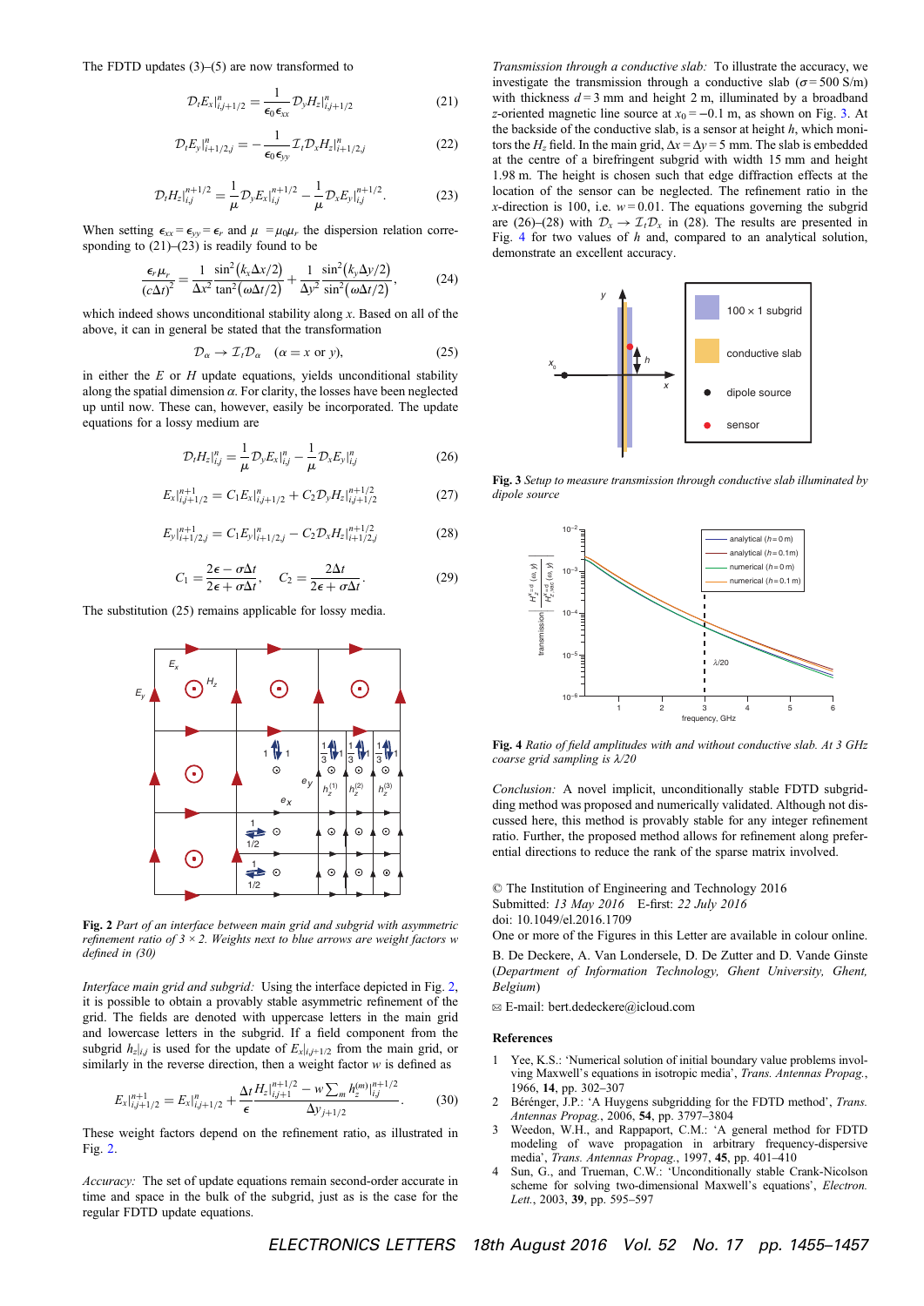The FDTD updates (3)–(5) are now transformed to

$$\mathcal{D}_t E_x|^n_{i,j+1/2} = \frac{1}{\epsilon_0 \epsilon_{xx}} \mathcal{D}_y H_z|^n_{i,j+1/2} \tag{21}$$

$$\mathcal{D}_t E_y|^n_{i+1/2,j} = -\frac{1}{\epsilon_0 \epsilon_{yy}} \mathcal{I}_t \mathcal{D}_x H_z|^n_{i+1/2,j} \tag{22}$$

$$\mathcal{D}_t H_z|^{n+1/2}_{i,j} = \frac{1}{\mu} \mathcal{D}_y E_x|^{n+1/2}_{i,j} - \frac{1}{\mu} \mathcal{D}_x E_y|^{n+1/2}_{i,j}. \tag{23}$$

When setting $\epsilon_{xx} = \epsilon_{yy} = \epsilon_r$ and $\mu = \mu_0 \mu_r$ the dispersion relation corresponding to (21)–(23) is readily found to be

$$\frac{\epsilon_r \mu_r}{(c\Delta t)^2} = \frac{1}{\Delta x^2} \frac{\sin^2(k_x \Delta x/2)}{\tan^2(\omega \Delta t/2)} + \frac{1}{\Delta y^2} \frac{\sin^2(k_y \Delta y/2)}{\sin^2(\omega \Delta t/2)}, \tag{24}$$

which indeed shows unconditional stability along $x$. Based on all of the above, it can in general be stated that the transformation

$$\mathcal{D}_\alpha \to \mathcal{I}_t \mathcal{D}_\alpha \quad (\alpha = x \text{ or } y), \tag{25}$$

in either the $E$ or $H$ update equations, yields unconditional stability along the spatial dimension $\alpha$. For clarity, the losses have been neglected up until now. These can, however, easily be incorporated. The update equations for a lossy medium are

$$\mathcal{D}_t H_z|^n_{i,j} = \frac{1}{\mu} \mathcal{D}_y E_x|^n_{i,j} - \frac{1}{\mu} \mathcal{D}_x E_y|^n_{i,j} \tag{26}$$

$$E_x|^{n+1}_{i,j+1/2} = C_1 E_x|^n_{i,j+1/2} + C_2 \mathcal{D}_y H_z|^{n+1/2}_{i,j+1/2} \tag{27}$$

$$E_y|^{n+1}_{i+1/2,j} = C_1 E_y|^n_{i+1/2,j} - C_2 \mathcal{D}_x H_z|^{n+1/2}_{i+1/2,j} \tag{28}$$

$$C_1 = \frac{2\epsilon - \sigma \Delta t}{2\epsilon + \sigma \Delta t}, \quad C_2 = \frac{2\Delta t}{2\epsilon + \sigma \Delta t}. \tag{29}$$

The substitution (25) remains applicable for lossy media.

**Fig. 2** *Part of an interface between main grid and subgrid with asymmetric refinement ratio of 3 × 2. Weights next to blue arrows are weight factors w defined in (30)*

*Interface main grid and subgrid:* Using the interface depicted in Fig. 2, it is possible to obtain a provably stable asymmetric refinement of the grid. The fields are denoted with uppercase letters in the main grid and lowercase letters in the subgrid. If a field component from the subgrid $h_z|_{i,j}$ is used for the update of $E_x|_{i,j+1/2}$ from the main grid, or similarly in the reverse direction, then a weight factor $w$ is defined as

$$E_x|^{n+1}_{i,j+1/2} = E_x|^n_{i,j+1/2} + \frac{\Delta t}{\epsilon} \frac{H_z|^{n+1/2}_{i,j+1} - w \sum_m h_z^{(m)}|^{n+1/2}_{i,j}}{\Delta y_{j+1/2}}. \tag{30}$$

These weight factors depend on the refinement ratio, as illustrated in Fig. 2.

*Accuracy:* The set of update equations remain second-order accurate in time and space in the bulk of the subgrid, just as is the case for the regular FDTD update equations.

*Transmission through a conductive slab:* To illustrate the accuracy, we investigate the transmission through a conductive slab ($\sigma = 500$ S/m) with thickness $d = 3$ mm and height 2 m, illuminated by a broadband $z$-oriented magnetic line source at $x_0 = -0.1$ m, as shown on Fig. 3. At the backside of the conductive slab, is a sensor at height $h$, which monitors the $H_z$ field. In the main grid, $\Delta x = \Delta y = 5$ mm. The slab is embedded at the centre of a birefringent subgrid with width 15 mm and height 1.98 m. The height is chosen such that edge diffraction effects at the location of the sensor can be neglected. The refinement ratio in the $x$-direction is 100, i.e. $w = 0.01$. The equations governing the subgrid are (26)–(28) with $\mathcal{D}_x \to \mathcal{I}_t \mathcal{D}_x$ in (28). The results are presented in Fig. 4 for two values of $h$ and, compared to an analytical solution, demonstrate an excellent accuracy.

**Fig. 3** *Setup to measure transmission through conductive slab illuminated by dipole source*

**Fig. 4** *Ratio of field amplitudes with and without conductive slab. At 3 GHz coarse grid sampling is λ/20*

*Conclusion:* A novel implicit, unconditionally stable FDTD subgridding method was proposed and numerically validated. Although not discussed here, this method is provably stable for any integer refinement ratio. Further, the proposed method allows for refinement along preferential directions to reduce the rank of the sparse matrix involved.

© The Institution of Engineering and Technology 2016
Submitted: *13 May 2016* E-first: *22 July 2016*
doi: 10.1049/el.2016.1709
One or more of the Figures in this Letter are available in colour online.

B. De Deckere, A. Van Londersele, D. De Zutter and D. Vande Ginste (*Department of Information Technology, Ghent University, Ghent, Belgium*)

✉ E-mail: bert.dedeckere@icloud.com

## References

1. Yee, K.S.: 'Numerical solution of initial boundary value problems involving Maxwell's equations in isotropic media', *Trans. Antennas Propag.*, 1966, **14**, pp. 302–307
2. Bérénger, J.P.: 'A Huygens subgridding for the FDTD method', *Trans. Antennas Propag.*, 2006, **54**, pp. 3797–3804
3. Weedon, W.H., and Rappaport, C.M.: 'A general method for FDTD modeling of wave propagation in arbitrary frequency-dispersive media', *Trans. Antennas Propag.*, 1997, **45**, pp. 401–410
4. Sun, G., and Trueman, C.W.: 'Unconditionally stable Crank-Nicolson scheme for solving two-dimensional Maxwell's equations', *Electron. Lett.*, 2003, **39**, pp. 595–597